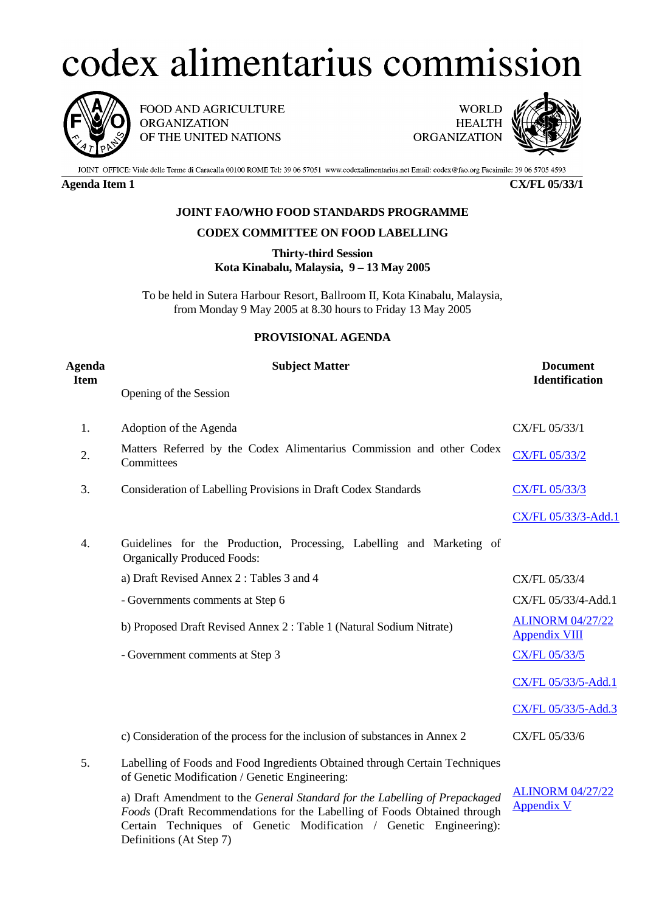# codex alimentarius commission

FOOD AND AGRICULTURE ORGANIZATION OF THE UNITED NATIONS

WORLD HEALTH ORGANIZATION

JOINT OFFICE: Viale delle Terme di Caracalla 00100 ROME Tel: 39 06 57051 www.codexalimentarius.net Email: codex@fao.org Facsimile: 39 06 5705 4593

**Agenda Item 1** **CX/FL 05/33/1**

**JOINT FAO/WHO FOOD STANDARDS PROGRAMME**

**CODEX COMMITTEE ON FOOD LABELLING**

**Thirty-third Session**
**Kota Kinabalu, Malaysia, 9 – 13 May 2005**

To be held in Sutera Harbour Resort, Ballroom II, Kota Kinabalu, Malaysia, from Monday 9 May 2005 at 8.30 hours to Friday 13 May 2005

**PROVISIONAL AGENDA**

| Agenda Item | Subject Matter | Document Identification |
|---|---|---|
| | Opening of the Session | |
| 1. | Adoption of the Agenda | CX/FL 05/33/1 |
| 2. | Matters Referred by the Codex Alimentarius Commission and other Codex Committees | CX/FL 05/33/2 |
| 3. | Consideration of Labelling Provisions in Draft Codex Standards | CX/FL 05/33/3 |
| | | CX/FL 05/33/3-Add.1 |
| 4. | Guidelines for the Production, Processing, Labelling and Marketing of Organically Produced Foods: | |
| | a) Draft Revised Annex 2 : Tables 3 and 4 | CX/FL 05/33/4 |
| | - Governments comments at Step 6 | CX/FL 05/33/4-Add.1 |
| | b) Proposed Draft Revised Annex 2 : Table 1 (Natural Sodium Nitrate) | ALINORM 04/27/22 Appendix VIII |
| | - Government comments at Step 3 | CX/FL 05/33/5 |
| | | CX/FL 05/33/5-Add.1 |
| | | CX/FL 05/33/5-Add.3 |
| | c) Consideration of the process for the inclusion of substances in Annex 2 | CX/FL 05/33/6 |
| 5. | Labelling of Foods and Food Ingredients Obtained through Certain Techniques of Genetic Modification / Genetic Engineering: | |
| | a) Draft Amendment to the *General Standard for the Labelling of Prepackaged Foods* (Draft Recommendations for the Labelling of Foods Obtained through Certain Techniques of Genetic Modification / Genetic Engineering): Definitions (At Step 7) | ALINORM 04/27/22 Appendix V |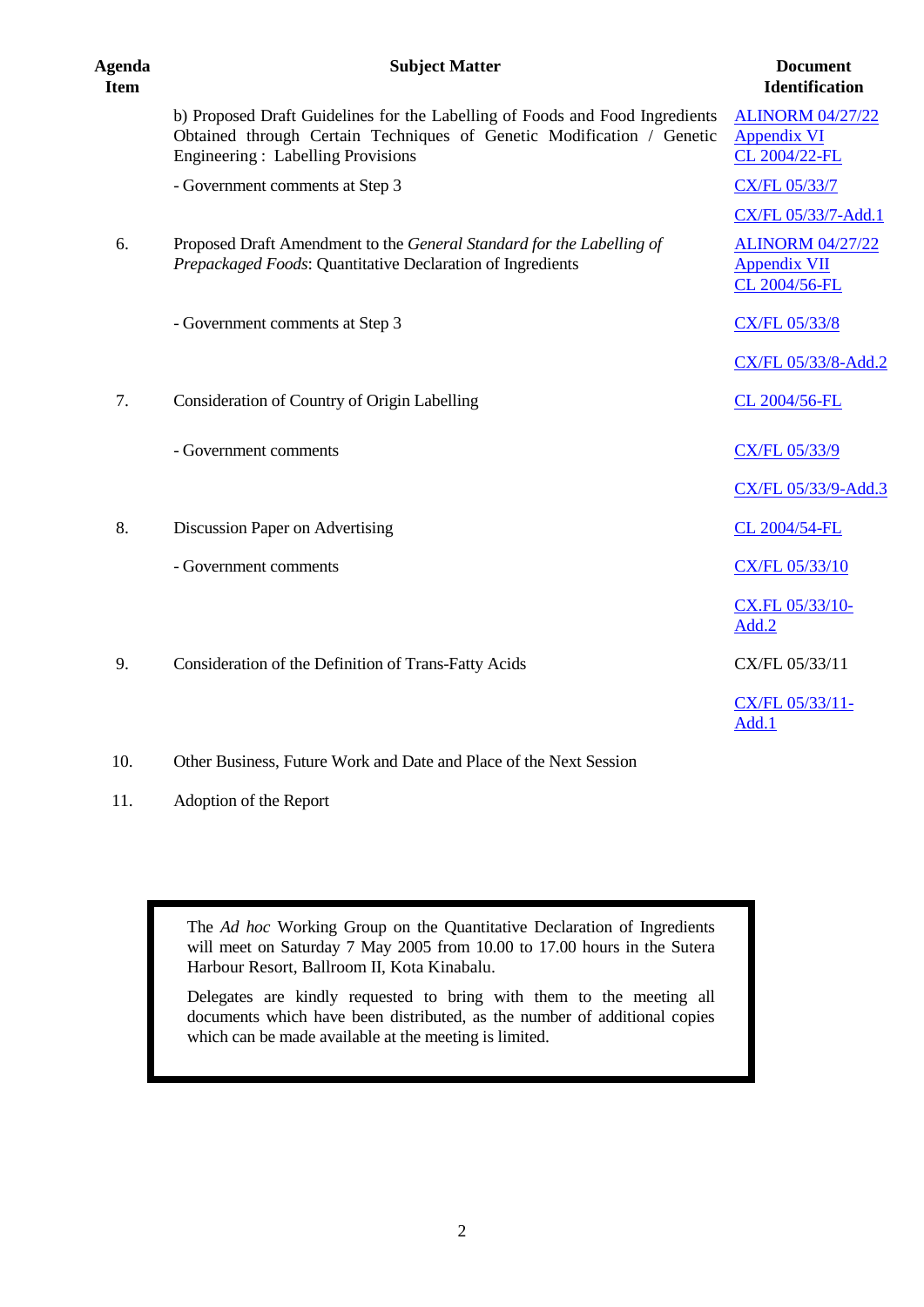| Agenda Item | Subject Matter | Document Identification |
|---|---|---|
| | b) Proposed Draft Guidelines for the Labelling of Foods and Food Ingredients Obtained through Certain Techniques of Genetic Modification / Genetic Engineering : Labelling Provisions | ALINORM 04/27/22 Appendix VI CL 2004/22-FL |
| | - Government comments at Step 3 | CX/FL 05/33/7 |
| | | CX/FL 05/33/7-Add.1 |
| 6. | Proposed Draft Amendment to the *General Standard for the Labelling of Prepackaged Foods*: Quantitative Declaration of Ingredients | ALINORM 04/27/22 Appendix VII CL 2004/56-FL |
| | - Government comments at Step 3 | CX/FL 05/33/8 |
| | | CX/FL 05/33/8-Add.2 |
| 7. | Consideration of Country of Origin Labelling | CL 2004/56-FL |
| | - Government comments | CX/FL 05/33/9 |
| | | CX/FL 05/33/9-Add.3 |
| 8. | Discussion Paper on Advertising | CL 2004/54-FL |
| | - Government comments | CX/FL 05/33/10 |
| | | CX.FL 05/33/10-Add.2 |
| 9. | Consideration of the Definition of Trans-Fatty Acids | CX/FL 05/33/11 |
| | | CX/FL 05/33/11-Add.1 |
| 10. | Other Business, Future Work and Date and Place of the Next Session | |
| 11. | Adoption of the Report | |

The *Ad hoc* Working Group on the Quantitative Declaration of Ingredients will meet on Saturday 7 May 2005 from 10.00 to 17.00 hours in the Sutera Harbour Resort, Ballroom II, Kota Kinabalu.

Delegates are kindly requested to bring with them to the meeting all documents which have been distributed, as the number of additional copies which can be made available at the meeting is limited.